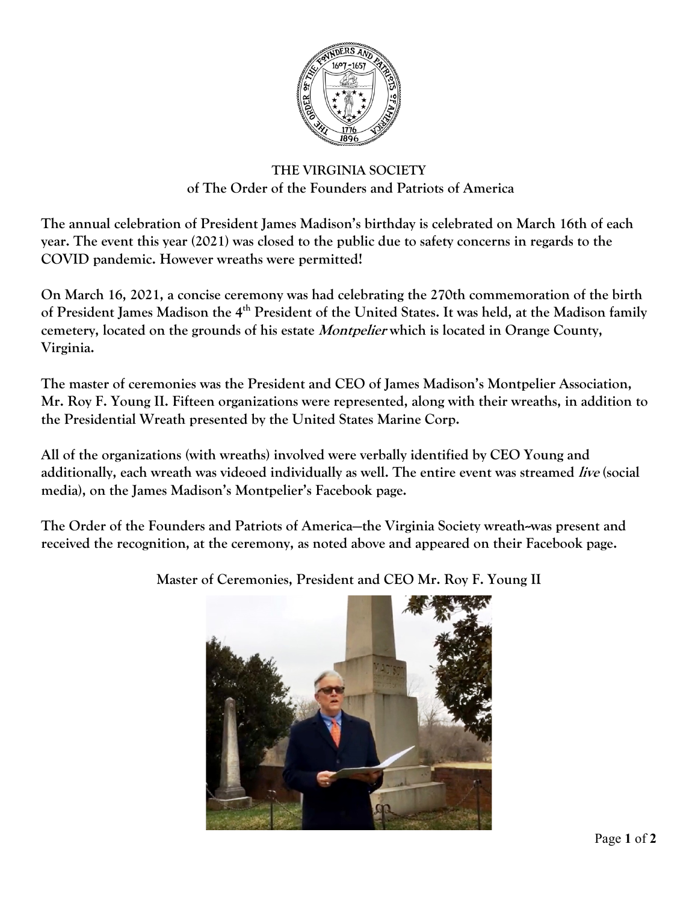# THE VIRGINIA SOCIETY
## of The Order of the Founders and Patriots of America

**The annual celebration of President James Madison's birthday is celebrated on March 16th of each year. The event this year (2021) was closed to the public due to safety concerns in regards to the COVID pandemic. However wreaths were permitted!**

**On March 16, 2021, a concise ceremony was had celebrating the 270th commemoration of the birth of President James Madison the 4th President of the United States. It was held, at the Madison family cemetery, located on the grounds of his estate *Montpelier* which is located in Orange County, Virginia.**

**The master of ceremonies was the President and CEO of James Madison's Montpelier Association, Mr. Roy F. Young II. Fifteen organizations were represented, along with their wreaths, in addition to the Presidential Wreath presented by the United States Marine Corp.**

**All of the organizations (with wreaths) involved were verbally identified by CEO Young and additionally, each wreath was videoed individually as well. The entire event was streamed *live* (social media), on the James Madison's Montpelier's Facebook page.**

**The Order of the Founders and Patriots of America—the Virginia Society wreath--was present and received the recognition, at the ceremony, as noted above and appeared on their Facebook page.**

**Master of Ceremonies, President and CEO Mr. Roy F. Young II**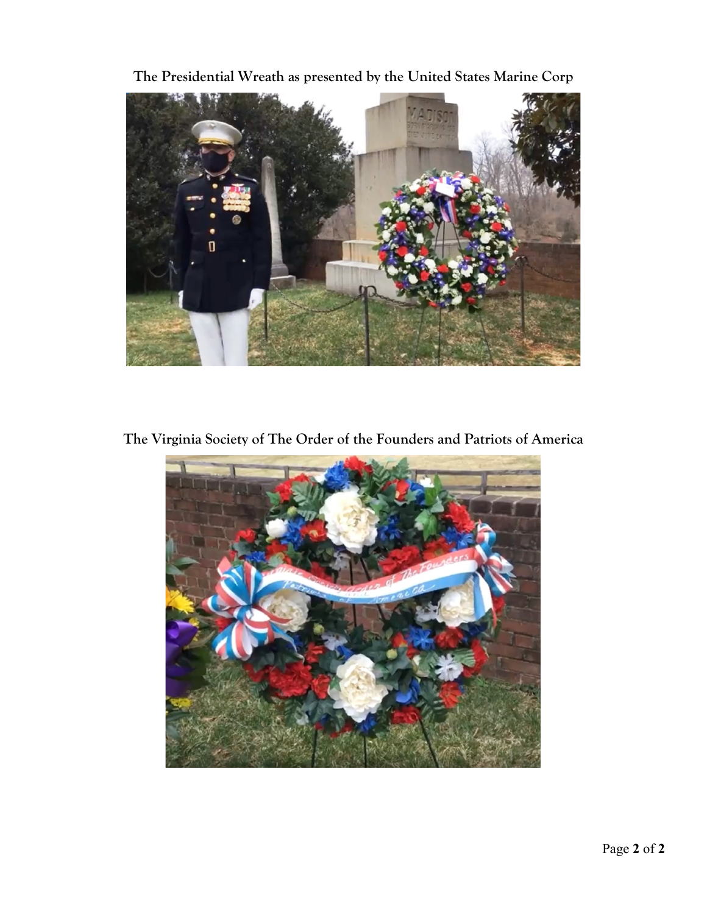**The Presidential Wreath as presented by the United States Marine Corp**

**The Virginia Society of The Order of the Founders and Patriots of America**